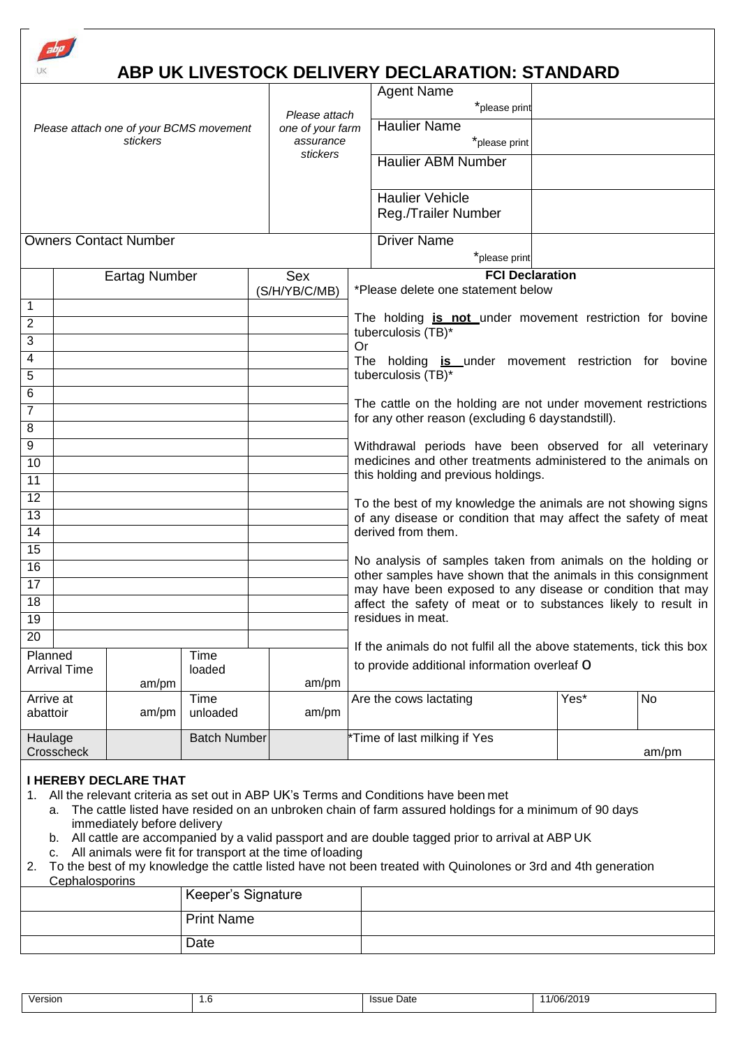# ABP UK LIVESTOCK DELIVERY DECLARATION: STANDARD

| *Please attach one of your BCMS movement stickers* | *Please attach one of your farm assurance stickers* | Agent Name *please print | |
|---|---|---|---|
| | | Haulier Name *please print | |
| | | Haulier ABM Number | |
| | | Haulier Vehicle Reg./Trailer Number | |
| Owners Contact Number | | Driver Name *please print | |

| | Eartag Number | Sex (S/H/YB/C/MB) |
|---|---|---|
| 1 | | |
| 2 | | |
| 3 | | |
| 4 | | |
| 5 | | |
| 6 | | |
| 7 | | |
| 8 | | |
| 9 | | |
| 10 | | |
| 11 | | |
| 12 | | |
| 13 | | |
| 14 | | |
| 15 | | |
| 16 | | |
| 17 | | |
| 18 | | |
| 19 | | |
| 20 | | |

**FCI Declaration**

*Please delete one statement below

The holding **is not** under movement restriction for bovine tuberculosis (TB)*

Or

The holding **is** under movement restriction for bovine tuberculosis (TB)*

The cattle on the holding are not under movement restrictions for any other reason (excluding 6 daystandstill).

Withdrawal periods have been observed for all veterinary medicines and other treatments administered to the animals on this holding and previous holdings.

To the best of my knowledge the animals are not showing signs of any disease or condition that may affect the safety of meat derived from them.

No analysis of samples taken from animals on the holding or other samples have shown that the animals in this consignment may have been exposed to any disease or condition that may affect the safety of meat or to substances likely to result in residues in meat.

If the animals do not fulfil all the above statements, tick this box to provide additional information overleaf O

| Planned Arrival Time | am/pm | Time loaded | am/pm | Are the cows lactating | Yes* | No |
|---|---|---|---|---|---|---|
| Arrive at abattoir | am/pm | Time unloaded | am/pm | | | |
| Haulage Crosscheck | | Batch Number | | *Time of last milking if Yes | am/pm | |

**I HEREBY DECLARE THAT**

1. All the relevant criteria as set out in ABP UK's Terms and Conditions have been met
   a. The cattle listed have resided on an unbroken chain of farm assured holdings for a minimum of 90 days immediately before delivery
   b. All cattle are accompanied by a valid passport and are double tagged prior to arrival at ABP UK
   c. All animals were fit for transport at the time of loading
2. To the best of my knowledge the cattle listed have not been treated with Quinolones or 3rd and 4th generation Cephalosporins

| | Keeper's Signature | |
|---|---|---|
| | Print Name | |
| | Date | |

| Version | 1.6 | Issue Date | 11/06/2019 |
|---|---|---|---|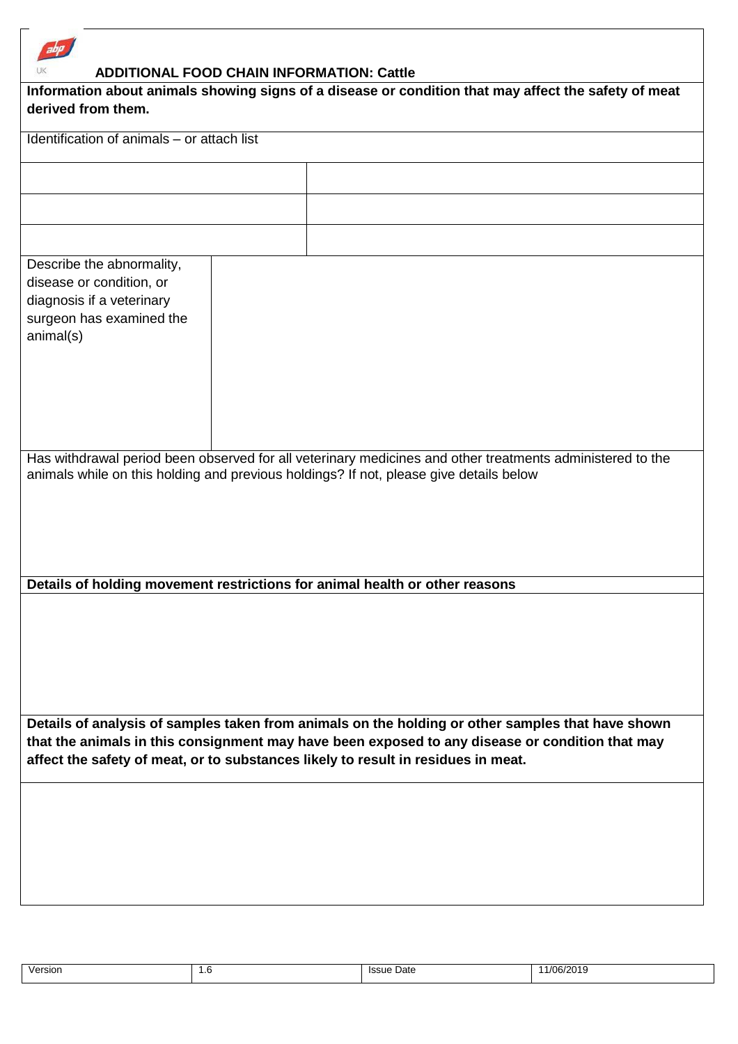## ADDITIONAL FOOD CHAIN INFORMATION: Cattle

**Information about animals showing signs of a disease or condition that may affect the safety of meat derived from them.**

Identification of animals – or attach list

| | |
|---|---|
| | |
| | |
| | |

| | |
|---|---|
| Describe the abnormality, disease or condition, or diagnosis if a veterinary surgeon has examined the animal(s) | |

Has withdrawal period been observed for all veterinary medicines and other treatments administered to the animals while on this holding and previous holdings? If not, please give details below

**Details of holding movement restrictions for animal health or other reasons**

**Details of analysis of samples taken from animals on the holding or other samples that have shown that the animals in this consignment may have been exposed to any disease or condition that may affect the safety of meat, or to substances likely to result in residues in meat.**

| | | | |
|---|---|---|---|
| Version | 1.6 | Issue Date | 11/06/2019 |